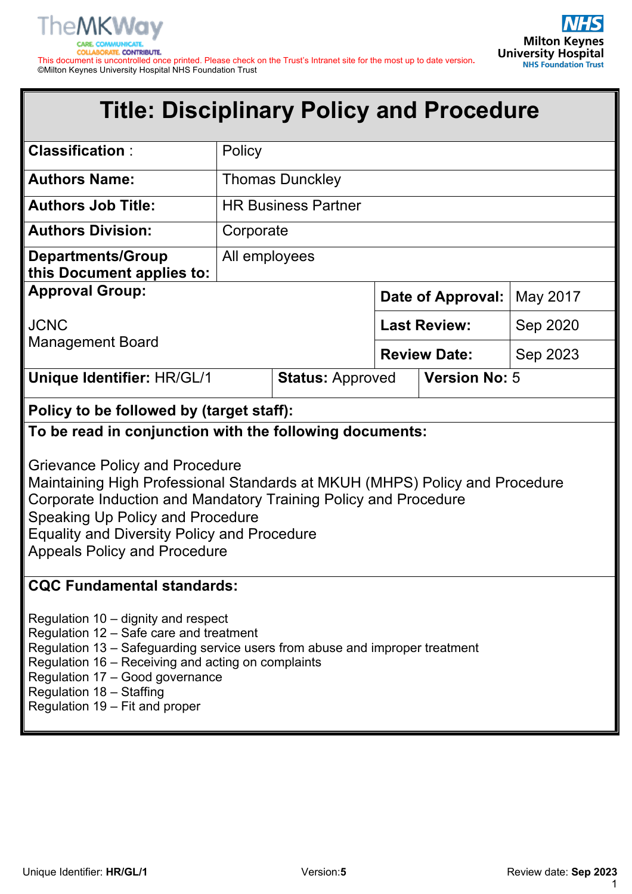This document is uncontrolled once printed. Please check on the Trust's Intranet site for the most up to date version.
©Milton Keynes University Hospital NHS Foundation Trust

# Title: Disciplinary Policy and Procedure

| | |
|---|---|
| **Classification** : | Policy |
| **Authors Name:** | Thomas Dunckley |
| **Authors Job Title:** | HR Business Partner |
| **Authors Division:** | Corporate |
| **Departments/Group this Document applies to:** | All employees |

| **Approval Group:** | **Date of Approval:** | May 2017 |
|---|---|---|
| JCNC<br>Management Board | **Last Review:** | Sep 2020 |
| | **Review Date:** | Sep 2023 |

| **Unique Identifier:** HR/GL/1 | **Status:** Approved | **Version No:** 5 |
|---|---|---|

**Policy to be followed by (target staff):**

**To be read in conjunction with the following documents:**

Grievance Policy and Procedure
Maintaining High Professional Standards at MKUH (MHPS) Policy and Procedure
Corporate Induction and Mandatory Training Policy and Procedure
Speaking Up Policy and Procedure
Equality and Diversity Policy and Procedure
Appeals Policy and Procedure

**CQC Fundamental standards:**

Regulation 10 – dignity and respect
Regulation 12 – Safe care and treatment
Regulation 13 – Safeguarding service users from abuse and improper treatment
Regulation 16 – Receiving and acting on complaints
Regulation 17 – Good governance
Regulation 18 – Staffing
Regulation 19 – Fit and proper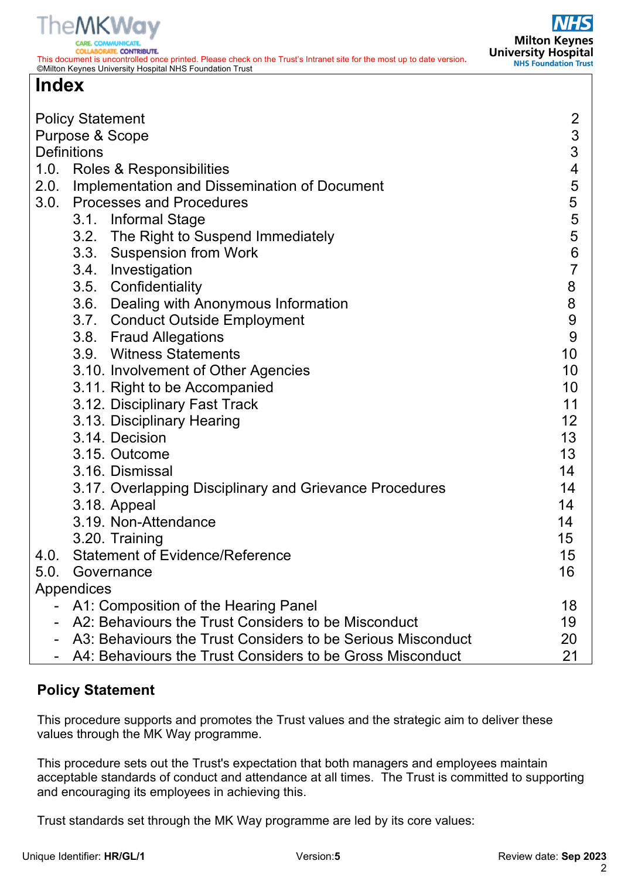# Index

| | |
|---|---|
| Policy Statement | 2 |
| Purpose & Scope | 3 |
| Definitions | 3 |
| 1.0. Roles & Responsibilities | 4 |
| 2.0. Implementation and Dissemination of Document | 5 |
| 3.0. Processes and Procedures | 5 |
| 3.1. Informal Stage | 5 |
| 3.2. The Right to Suspend Immediately | 5 |
| 3.3. Suspension from Work | 6 |
| 3.4. Investigation | 7 |
| 3.5. Confidentiality | 8 |
| 3.6. Dealing with Anonymous Information | 8 |
| 3.7. Conduct Outside Employment | 9 |
| 3.8. Fraud Allegations | 9 |
| 3.9. Witness Statements | 10 |
| 3.10. Involvement of Other Agencies | 10 |
| 3.11. Right to be Accompanied | 10 |
| 3.12. Disciplinary Fast Track | 11 |
| 3.13. Disciplinary Hearing | 12 |
| 3.14. Decision | 13 |
| 3.15. Outcome | 13 |
| 3.16. Dismissal | 14 |
| 3.17. Overlapping Disciplinary and Grievance Procedures | 14 |
| 3.18. Appeal | 14 |
| 3.19. Non-Attendance | 14 |
| 3.20. Training | 15 |
| 4.0. Statement of Evidence/Reference | 15 |
| 5.0. Governance | 16 |
| Appendices | |
| - A1: Composition of the Hearing Panel | 18 |
| - A2: Behaviours the Trust Considers to be Misconduct | 19 |
| - A3: Behaviours the Trust Considers to be Serious Misconduct | 20 |
| - A4: Behaviours the Trust Considers to be Gross Misconduct | 21 |

## Policy Statement

This procedure supports and promotes the Trust values and the strategic aim to deliver these values through the MK Way programme.

This procedure sets out the Trust's expectation that both managers and employees maintain acceptable standards of conduct and attendance at all times. The Trust is committed to supporting and encouraging its employees in achieving this.

Trust standards set through the MK Way programme are led by its core values: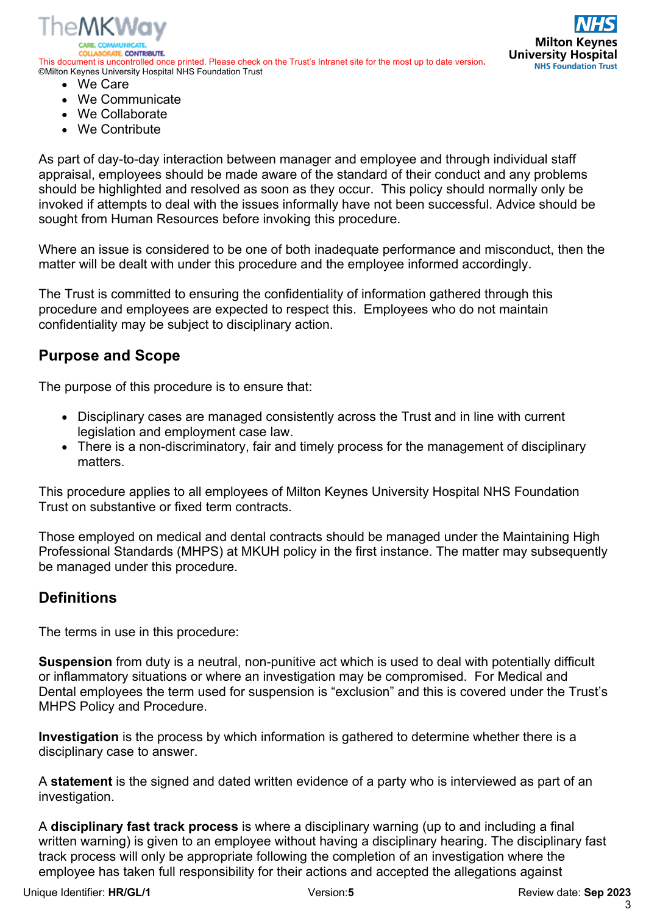- We Care
- We Communicate
- We Collaborate
- We Contribute

As part of day-to-day interaction between manager and employee and through individual staff appraisal, employees should be made aware of the standard of their conduct and any problems should be highlighted and resolved as soon as they occur. This policy should normally only be invoked if attempts to deal with the issues informally have not been successful. Advice should be sought from Human Resources before invoking this procedure.

Where an issue is considered to be one of both inadequate performance and misconduct, then the matter will be dealt with under this procedure and the employee informed accordingly.

The Trust is committed to ensuring the confidentiality of information gathered through this procedure and employees are expected to respect this. Employees who do not maintain confidentiality may be subject to disciplinary action.

## Purpose and Scope

The purpose of this procedure is to ensure that:

- Disciplinary cases are managed consistently across the Trust and in line with current legislation and employment case law.
- There is a non-discriminatory, fair and timely process for the management of disciplinary matters.

This procedure applies to all employees of Milton Keynes University Hospital NHS Foundation Trust on substantive or fixed term contracts.

Those employed on medical and dental contracts should be managed under the Maintaining High Professional Standards (MHPS) at MKUH policy in the first instance. The matter may subsequently be managed under this procedure.

## Definitions

The terms in use in this procedure:

**Suspension** from duty is a neutral, non-punitive act which is used to deal with potentially difficult or inflammatory situations or where an investigation may be compromised. For Medical and Dental employees the term used for suspension is "exclusion" and this is covered under the Trust's MHPS Policy and Procedure.

**Investigation** is the process by which information is gathered to determine whether there is a disciplinary case to answer.

A **statement** is the signed and dated written evidence of a party who is interviewed as part of an investigation.

A **disciplinary fast track process** is where a disciplinary warning (up to and including a final written warning) is given to an employee without having a disciplinary hearing. The disciplinary fast track process will only be appropriate following the completion of an investigation where the employee has taken full responsibility for their actions and accepted the allegations against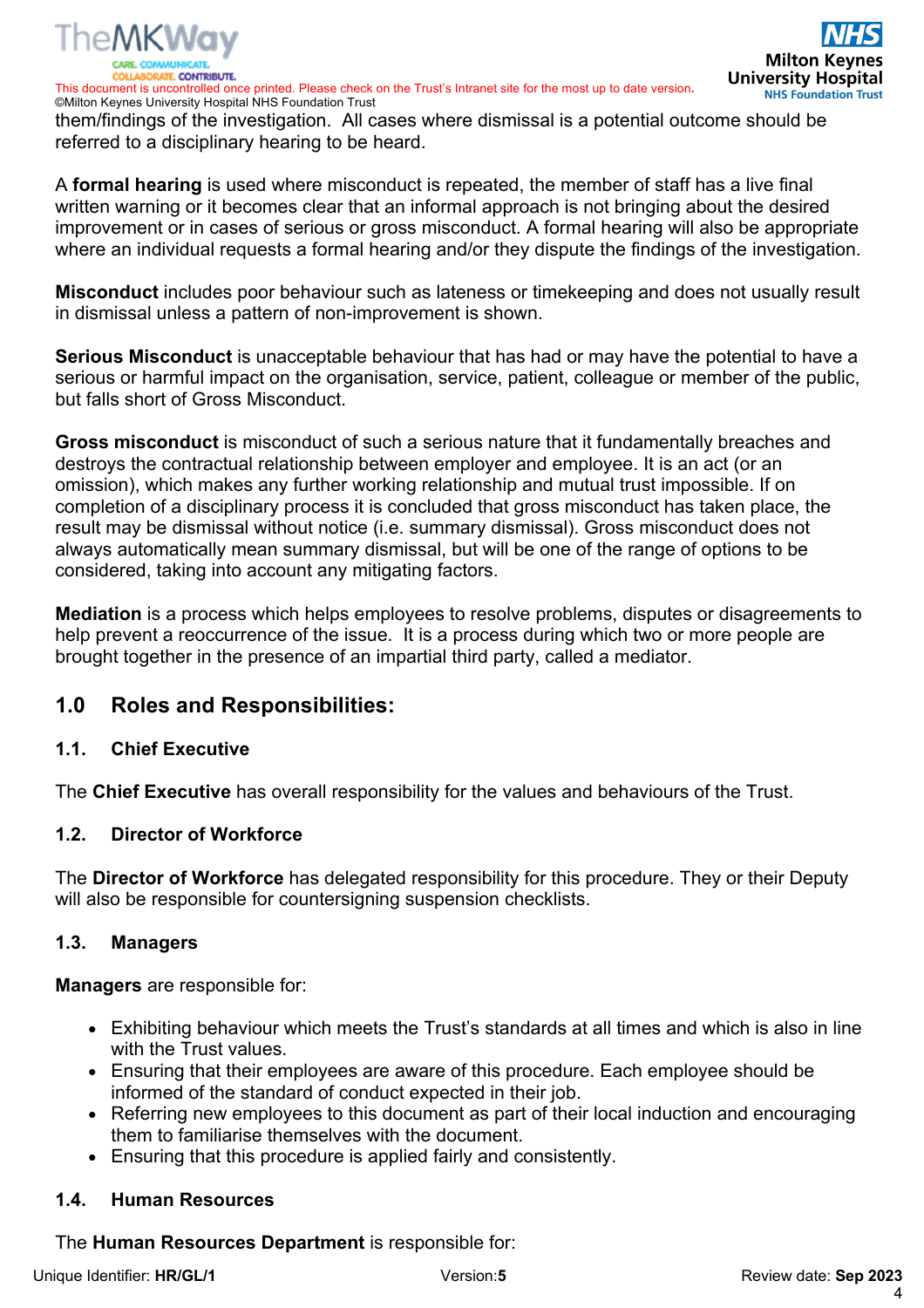them/findings of the investigation.  All cases where dismissal is a potential outcome should be referred to a disciplinary hearing to be heard.

A **formal hearing** is used where misconduct is repeated, the member of staff has a live final written warning or it becomes clear that an informal approach is not bringing about the desired improvement or in cases of serious or gross misconduct. A formal hearing will also be appropriate where an individual requests a formal hearing and/or they dispute the findings of the investigation.

**Misconduct** includes poor behaviour such as lateness or timekeeping and does not usually result in dismissal unless a pattern of non-improvement is shown.

**Serious Misconduct** is unacceptable behaviour that has had or may have the potential to have a serious or harmful impact on the organisation, service, patient, colleague or member of the public, but falls short of Gross Misconduct.

**Gross misconduct** is misconduct of such a serious nature that it fundamentally breaches and destroys the contractual relationship between employer and employee. It is an act (or an omission), which makes any further working relationship and mutual trust impossible. If on completion of a disciplinary process it is concluded that gross misconduct has taken place, the result may be dismissal without notice (i.e. summary dismissal). Gross misconduct does not always automatically mean summary dismissal, but will be one of the range of options to be considered, taking into account any mitigating factors.

**Mediation** is a process which helps employees to resolve problems, disputes or disagreements to help prevent a reoccurrence of the issue.  It is a process during which two or more people are brought together in the presence of an impartial third party, called a mediator.

## 1.0 Roles and Responsibilities:

### 1.1. Chief Executive

The **Chief Executive** has overall responsibility for the values and behaviours of the Trust.

### 1.2. Director of Workforce

The **Director of Workforce** has delegated responsibility for this procedure. They or their Deputy will also be responsible for countersigning suspension checklists.

### 1.3. Managers

**Managers** are responsible for:

- Exhibiting behaviour which meets the Trust's standards at all times and which is also in line with the Trust values.
- Ensuring that their employees are aware of this procedure. Each employee should be informed of the standard of conduct expected in their job.
- Referring new employees to this document as part of their local induction and encouraging them to familiarise themselves with the document.
- Ensuring that this procedure is applied fairly and consistently.

### 1.4. Human Resources

The **Human Resources Department** is responsible for: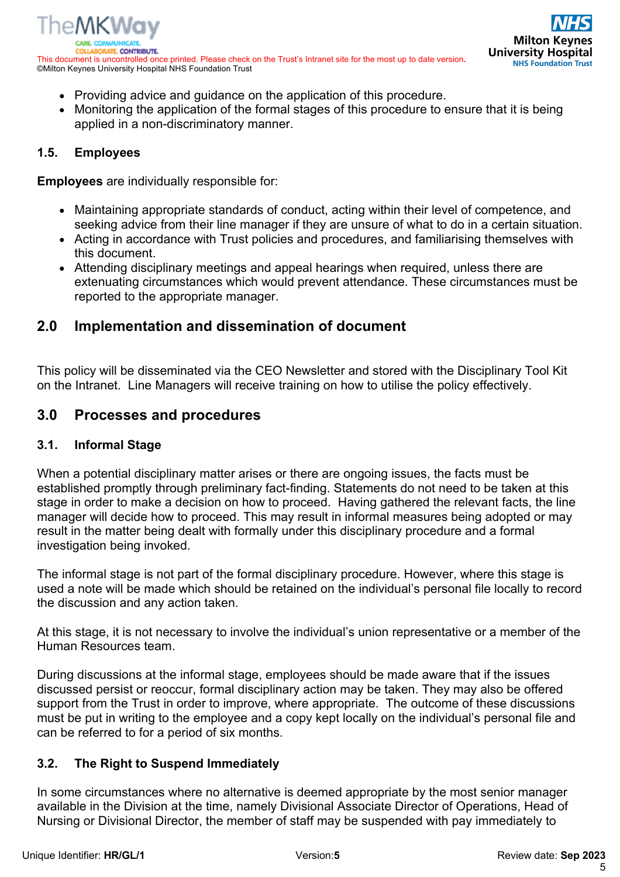- Providing advice and guidance on the application of this procedure.
- Monitoring the application of the formal stages of this procedure to ensure that it is being applied in a non-discriminatory manner.

### 1.5. Employees

**Employees** are individually responsible for:

- Maintaining appropriate standards of conduct, acting within their level of competence, and seeking advice from their line manager if they are unsure of what to do in a certain situation.
- Acting in accordance with Trust policies and procedures, and familiarising themselves with this document.
- Attending disciplinary meetings and appeal hearings when required, unless there are extenuating circumstances which would prevent attendance. These circumstances must be reported to the appropriate manager.

## 2.0 Implementation and dissemination of document

This policy will be disseminated via the CEO Newsletter and stored with the Disciplinary Tool Kit on the Intranet. Line Managers will receive training on how to utilise the policy effectively.

## 3.0 Processes and procedures

### 3.1. Informal Stage

When a potential disciplinary matter arises or there are ongoing issues, the facts must be established promptly through preliminary fact-finding. Statements do not need to be taken at this stage in order to make a decision on how to proceed. Having gathered the relevant facts, the line manager will decide how to proceed. This may result in informal measures being adopted or may result in the matter being dealt with formally under this disciplinary procedure and a formal investigation being invoked.

The informal stage is not part of the formal disciplinary procedure. However, where this stage is used a note will be made which should be retained on the individual's personal file locally to record the discussion and any action taken.

At this stage, it is not necessary to involve the individual's union representative or a member of the Human Resources team.

During discussions at the informal stage, employees should be made aware that if the issues discussed persist or reoccur, formal disciplinary action may be taken. They may also be offered support from the Trust in order to improve, where appropriate. The outcome of these discussions must be put in writing to the employee and a copy kept locally on the individual's personal file and can be referred to for a period of six months.

### 3.2. The Right to Suspend Immediately

In some circumstances where no alternative is deemed appropriate by the most senior manager available in the Division at the time, namely Divisional Associate Director of Operations, Head of Nursing or Divisional Director, the member of staff may be suspended with pay immediately to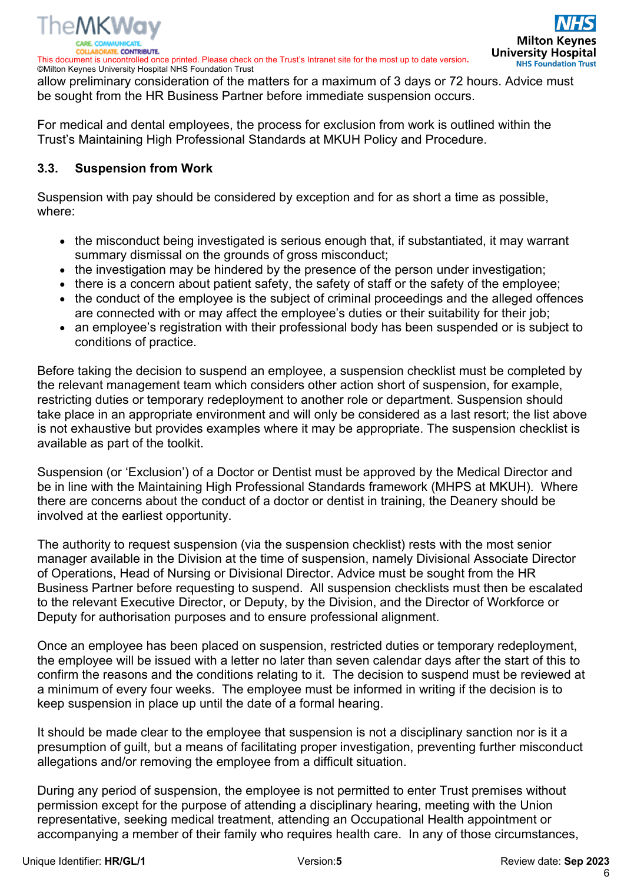allow preliminary consideration of the matters for a maximum of 3 days or 72 hours. Advice must be sought from the HR Business Partner before immediate suspension occurs.

For medical and dental employees, the process for exclusion from work is outlined within the Trust's Maintaining High Professional Standards at MKUH Policy and Procedure.

### 3.3. Suspension from Work

Suspension with pay should be considered by exception and for as short a time as possible, where:

- the misconduct being investigated is serious enough that, if substantiated, it may warrant summary dismissal on the grounds of gross misconduct;
- the investigation may be hindered by the presence of the person under investigation;
- there is a concern about patient safety, the safety of staff or the safety of the employee;
- the conduct of the employee is the subject of criminal proceedings and the alleged offences are connected with or may affect the employee's duties or their suitability for their job;
- an employee's registration with their professional body has been suspended or is subject to conditions of practice.

Before taking the decision to suspend an employee, a suspension checklist must be completed by the relevant management team which considers other action short of suspension, for example, restricting duties or temporary redeployment to another role or department. Suspension should take place in an appropriate environment and will only be considered as a last resort; the list above is not exhaustive but provides examples where it may be appropriate. The suspension checklist is available as part of the toolkit.

Suspension (or 'Exclusion') of a Doctor or Dentist must be approved by the Medical Director and be in line with the Maintaining High Professional Standards framework (MHPS at MKUH). Where there are concerns about the conduct of a doctor or dentist in training, the Deanery should be involved at the earliest opportunity.

The authority to request suspension (via the suspension checklist) rests with the most senior manager available in the Division at the time of suspension, namely Divisional Associate Director of Operations, Head of Nursing or Divisional Director. Advice must be sought from the HR Business Partner before requesting to suspend. All suspension checklists must then be escalated to the relevant Executive Director, or Deputy, by the Division, and the Director of Workforce or Deputy for authorisation purposes and to ensure professional alignment.

Once an employee has been placed on suspension, restricted duties or temporary redeployment, the employee will be issued with a letter no later than seven calendar days after the start of this to confirm the reasons and the conditions relating to it. The decision to suspend must be reviewed at a minimum of every four weeks. The employee must be informed in writing if the decision is to keep suspension in place up until the date of a formal hearing.

It should be made clear to the employee that suspension is not a disciplinary sanction nor is it a presumption of guilt, but a means of facilitating proper investigation, preventing further misconduct allegations and/or removing the employee from a difficult situation.

During any period of suspension, the employee is not permitted to enter Trust premises without permission except for the purpose of attending a disciplinary hearing, meeting with the Union representative, seeking medical treatment, attending an Occupational Health appointment or accompanying a member of their family who requires health care. In any of those circumstances,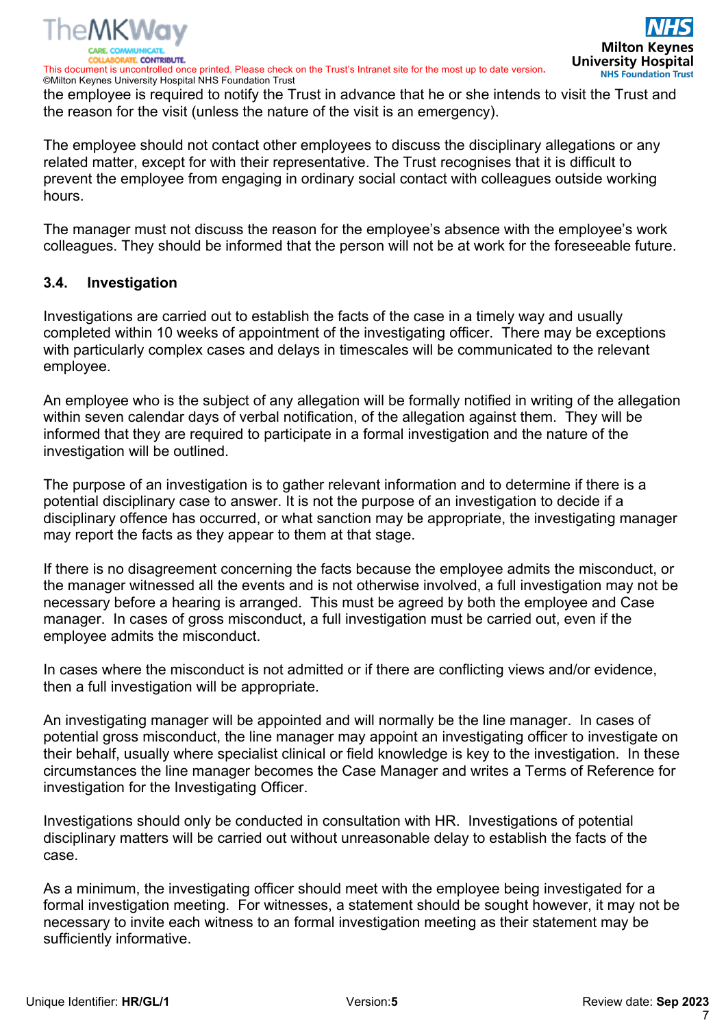the employee is required to notify the Trust in advance that he or she intends to visit the Trust and the reason for the visit (unless the nature of the visit is an emergency).

The employee should not contact other employees to discuss the disciplinary allegations or any related matter, except for with their representative. The Trust recognises that it is difficult to prevent the employee from engaging in ordinary social contact with colleagues outside working hours.

The manager must not discuss the reason for the employee's absence with the employee's work colleagues. They should be informed that the person will not be at work for the foreseeable future.

### 3.4. Investigation

Investigations are carried out to establish the facts of the case in a timely way and usually completed within 10 weeks of appointment of the investigating officer. There may be exceptions with particularly complex cases and delays in timescales will be communicated to the relevant employee.

An employee who is the subject of any allegation will be formally notified in writing of the allegation within seven calendar days of verbal notification, of the allegation against them. They will be informed that they are required to participate in a formal investigation and the nature of the investigation will be outlined.

The purpose of an investigation is to gather relevant information and to determine if there is a potential disciplinary case to answer. It is not the purpose of an investigation to decide if a disciplinary offence has occurred, or what sanction may be appropriate, the investigating manager may report the facts as they appear to them at that stage.

If there is no disagreement concerning the facts because the employee admits the misconduct, or the manager witnessed all the events and is not otherwise involved, a full investigation may not be necessary before a hearing is arranged. This must be agreed by both the employee and Case manager. In cases of gross misconduct, a full investigation must be carried out, even if the employee admits the misconduct.

In cases where the misconduct is not admitted or if there are conflicting views and/or evidence, then a full investigation will be appropriate.

An investigating manager will be appointed and will normally be the line manager. In cases of potential gross misconduct, the line manager may appoint an investigating officer to investigate on their behalf, usually where specialist clinical or field knowledge is key to the investigation. In these circumstances the line manager becomes the Case Manager and writes a Terms of Reference for investigation for the Investigating Officer.

Investigations should only be conducted in consultation with HR. Investigations of potential disciplinary matters will be carried out without unreasonable delay to establish the facts of the case.

As a minimum, the investigating officer should meet with the employee being investigated for a formal investigation meeting. For witnesses, a statement should be sought however, it may not be necessary to invite each witness to an formal investigation meeting as their statement may be sufficiently informative.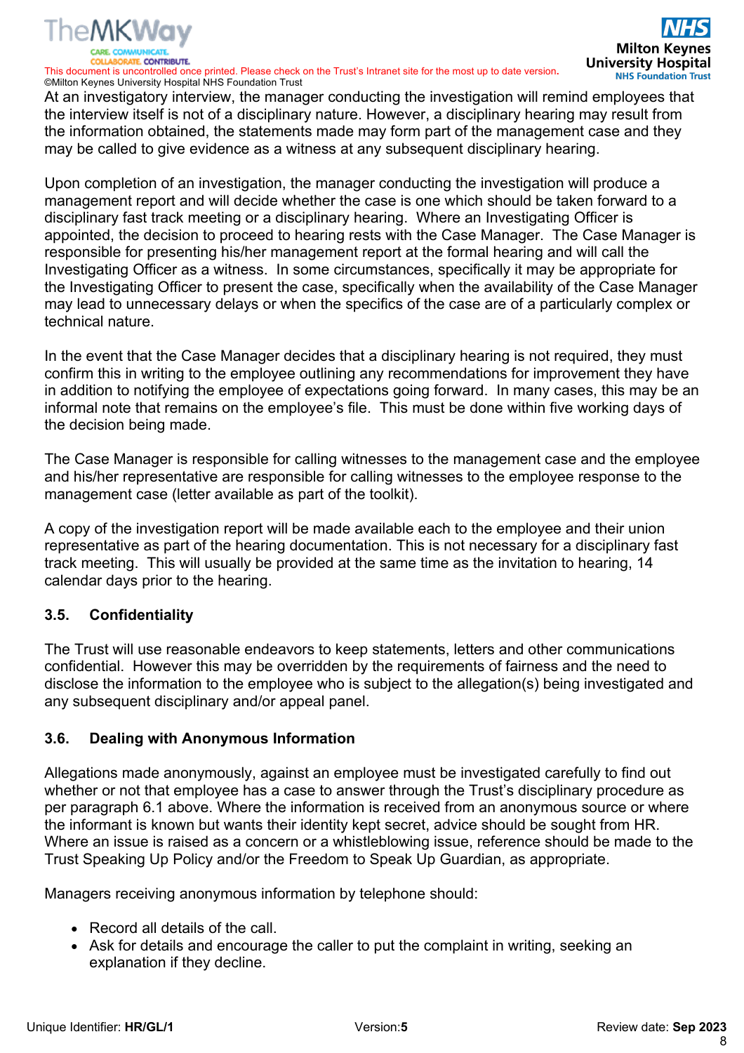At an investigatory interview, the manager conducting the investigation will remind employees that the interview itself is not of a disciplinary nature. However, a disciplinary hearing may result from the information obtained, the statements made may form part of the management case and they may be called to give evidence as a witness at any subsequent disciplinary hearing.

Upon completion of an investigation, the manager conducting the investigation will produce a management report and will decide whether the case is one which should be taken forward to a disciplinary fast track meeting or a disciplinary hearing. Where an Investigating Officer is appointed, the decision to proceed to hearing rests with the Case Manager. The Case Manager is responsible for presenting his/her management report at the formal hearing and will call the Investigating Officer as a witness. In some circumstances, specifically it may be appropriate for the Investigating Officer to present the case, specifically when the availability of the Case Manager may lead to unnecessary delays or when the specifics of the case are of a particularly complex or technical nature.

In the event that the Case Manager decides that a disciplinary hearing is not required, they must confirm this in writing to the employee outlining any recommendations for improvement they have in addition to notifying the employee of expectations going forward. In many cases, this may be an informal note that remains on the employee's file. This must be done within five working days of the decision being made.

The Case Manager is responsible for calling witnesses to the management case and the employee and his/her representative are responsible for calling witnesses to the employee response to the management case (letter available as part of the toolkit).

A copy of the investigation report will be made available each to the employee and their union representative as part of the hearing documentation. This is not necessary for a disciplinary fast track meeting. This will usually be provided at the same time as the invitation to hearing, 14 calendar days prior to the hearing.

### 3.5. Confidentiality

The Trust will use reasonable endeavors to keep statements, letters and other communications confidential. However this may be overridden by the requirements of fairness and the need to disclose the information to the employee who is subject to the allegation(s) being investigated and any subsequent disciplinary and/or appeal panel.

### 3.6. Dealing with Anonymous Information

Allegations made anonymously, against an employee must be investigated carefully to find out whether or not that employee has a case to answer through the Trust's disciplinary procedure as per paragraph 6.1 above. Where the information is received from an anonymous source or where the informant is known but wants their identity kept secret, advice should be sought from HR. Where an issue is raised as a concern or a whistleblowing issue, reference should be made to the Trust Speaking Up Policy and/or the Freedom to Speak Up Guardian, as appropriate.

Managers receiving anonymous information by telephone should:

- Record all details of the call.
- Ask for details and encourage the caller to put the complaint in writing, seeking an explanation if they decline.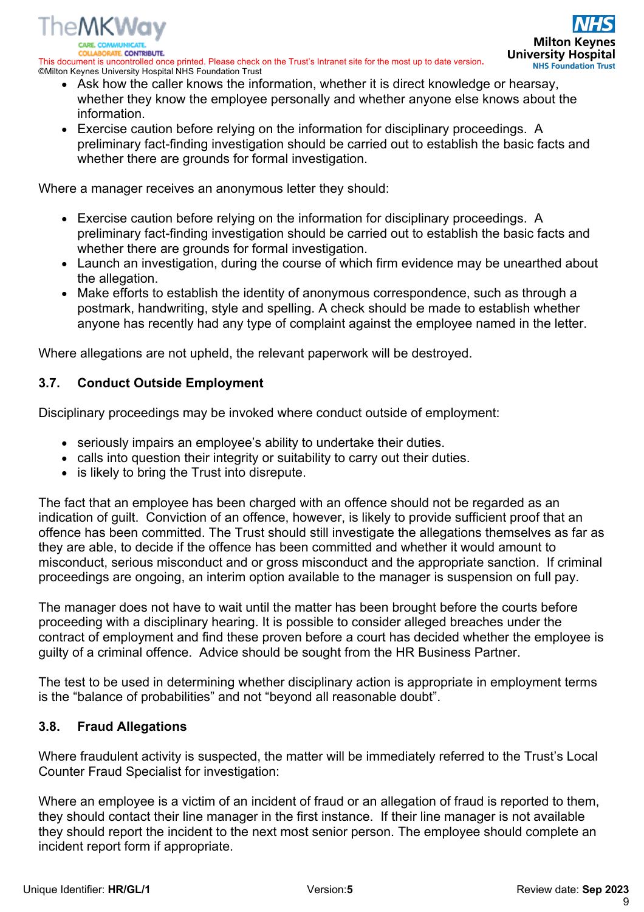- Ask how the caller knows the information, whether it is direct knowledge or hearsay, whether they know the employee personally and whether anyone else knows about the information.
- Exercise caution before relying on the information for disciplinary proceedings. A preliminary fact-finding investigation should be carried out to establish the basic facts and whether there are grounds for formal investigation.

Where a manager receives an anonymous letter they should:

- Exercise caution before relying on the information for disciplinary proceedings. A preliminary fact-finding investigation should be carried out to establish the basic facts and whether there are grounds for formal investigation.
- Launch an investigation, during the course of which firm evidence may be unearthed about the allegation.
- Make efforts to establish the identity of anonymous correspondence, such as through a postmark, handwriting, style and spelling. A check should be made to establish whether anyone has recently had any type of complaint against the employee named in the letter.

Where allegations are not upheld, the relevant paperwork will be destroyed.

### 3.7. Conduct Outside Employment

Disciplinary proceedings may be invoked where conduct outside of employment:

- seriously impairs an employee's ability to undertake their duties.
- calls into question their integrity or suitability to carry out their duties.
- is likely to bring the Trust into disrepute.

The fact that an employee has been charged with an offence should not be regarded as an indication of guilt. Conviction of an offence, however, is likely to provide sufficient proof that an offence has been committed. The Trust should still investigate the allegations themselves as far as they are able, to decide if the offence has been committed and whether it would amount to misconduct, serious misconduct and or gross misconduct and the appropriate sanction. If criminal proceedings are ongoing, an interim option available to the manager is suspension on full pay.

The manager does not have to wait until the matter has been brought before the courts before proceeding with a disciplinary hearing. It is possible to consider alleged breaches under the contract of employment and find these proven before a court has decided whether the employee is guilty of a criminal offence. Advice should be sought from the HR Business Partner.

The test to be used in determining whether disciplinary action is appropriate in employment terms is the "balance of probabilities" and not "beyond all reasonable doubt".

### 3.8. Fraud Allegations

Where fraudulent activity is suspected, the matter will be immediately referred to the Trust's Local Counter Fraud Specialist for investigation:

Where an employee is a victim of an incident of fraud or an allegation of fraud is reported to them, they should contact their line manager in the first instance. If their line manager is not available they should report the incident to the next most senior person. The employee should complete an incident report form if appropriate.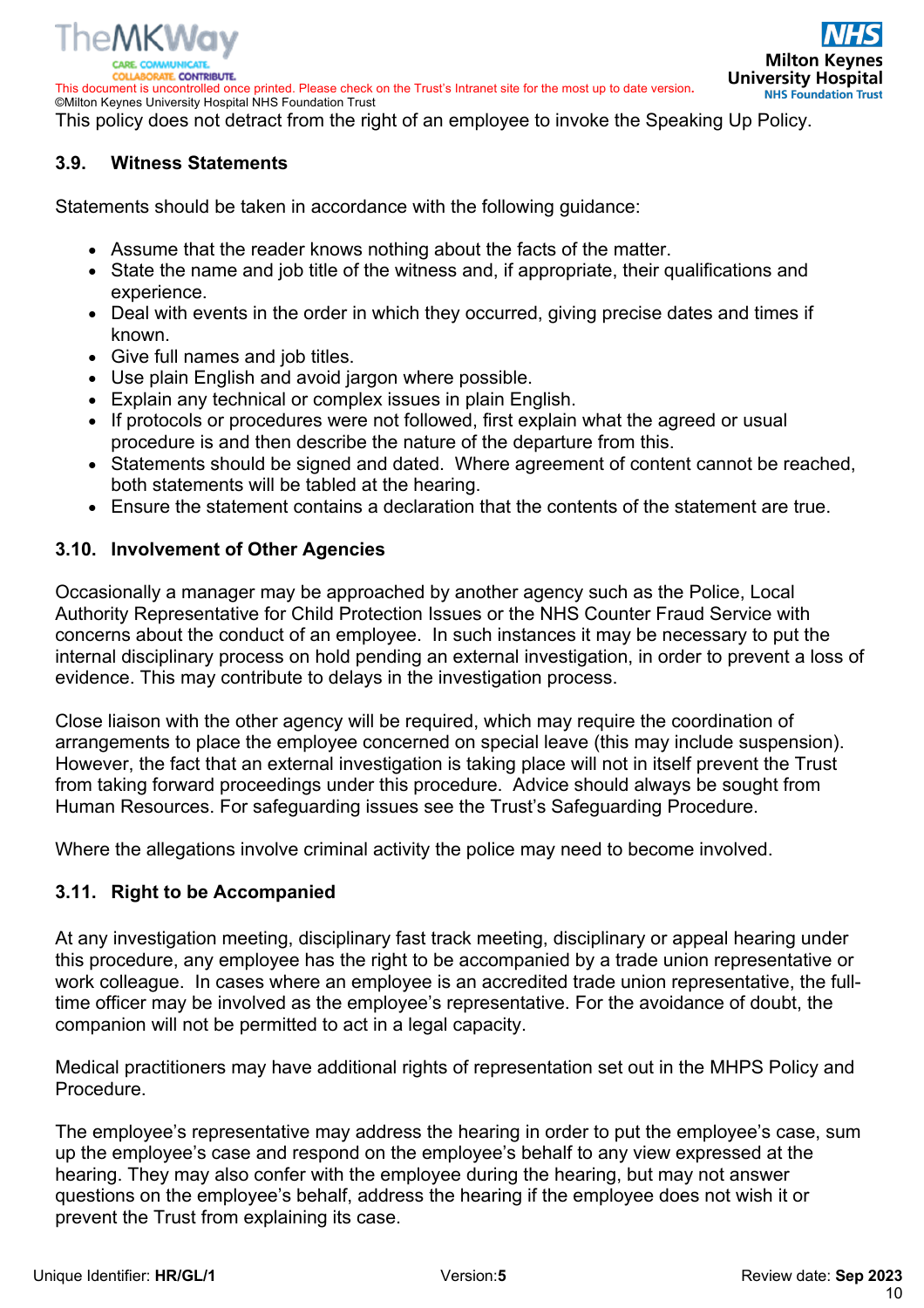This policy does not detract from the right of an employee to invoke the Speaking Up Policy.

### 3.9. Witness Statements

Statements should be taken in accordance with the following guidance:

- Assume that the reader knows nothing about the facts of the matter.
- State the name and job title of the witness and, if appropriate, their qualifications and experience.
- Deal with events in the order in which they occurred, giving precise dates and times if known.
- Give full names and job titles.
- Use plain English and avoid jargon where possible.
- Explain any technical or complex issues in plain English.
- If protocols or procedures were not followed, first explain what the agreed or usual procedure is and then describe the nature of the departure from this.
- Statements should be signed and dated. Where agreement of content cannot be reached, both statements will be tabled at the hearing.
- Ensure the statement contains a declaration that the contents of the statement are true.

### 3.10. Involvement of Other Agencies

Occasionally a manager may be approached by another agency such as the Police, Local Authority Representative for Child Protection Issues or the NHS Counter Fraud Service with concerns about the conduct of an employee. In such instances it may be necessary to put the internal disciplinary process on hold pending an external investigation, in order to prevent a loss of evidence. This may contribute to delays in the investigation process.

Close liaison with the other agency will be required, which may require the coordination of arrangements to place the employee concerned on special leave (this may include suspension). However, the fact that an external investigation is taking place will not in itself prevent the Trust from taking forward proceedings under this procedure. Advice should always be sought from Human Resources. For safeguarding issues see the Trust's Safeguarding Procedure.

Where the allegations involve criminal activity the police may need to become involved.

### 3.11. Right to be Accompanied

At any investigation meeting, disciplinary fast track meeting, disciplinary or appeal hearing under this procedure, any employee has the right to be accompanied by a trade union representative or work colleague. In cases where an employee is an accredited trade union representative, the full-time officer may be involved as the employee's representative. For the avoidance of doubt, the companion will not be permitted to act in a legal capacity.

Medical practitioners may have additional rights of representation set out in the MHPS Policy and Procedure.

The employee's representative may address the hearing in order to put the employee's case, sum up the employee's case and respond on the employee's behalf to any view expressed at the hearing. They may also confer with the employee during the hearing, but may not answer questions on the employee's behalf, address the hearing if the employee does not wish it or prevent the Trust from explaining its case.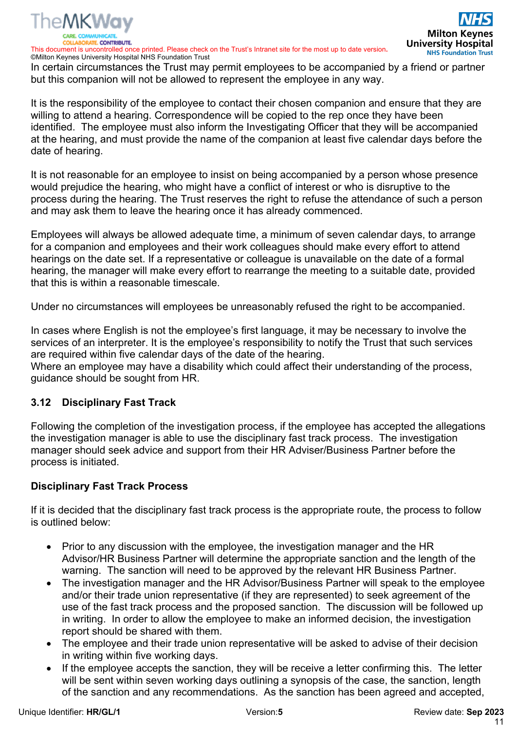In certain circumstances the Trust may permit employees to be accompanied by a friend or partner but this companion will not be allowed to represent the employee in any way.

It is the responsibility of the employee to contact their chosen companion and ensure that they are willing to attend a hearing. Correspondence will be copied to the rep once they have been identified. The employee must also inform the Investigating Officer that they will be accompanied at the hearing, and must provide the name of the companion at least five calendar days before the date of hearing.

It is not reasonable for an employee to insist on being accompanied by a person whose presence would prejudice the hearing, who might have a conflict of interest or who is disruptive to the process during the hearing. The Trust reserves the right to refuse the attendance of such a person and may ask them to leave the hearing once it has already commenced.

Employees will always be allowed adequate time, a minimum of seven calendar days, to arrange for a companion and employees and their work colleagues should make every effort to attend hearings on the date set. If a representative or colleague is unavailable on the date of a formal hearing, the manager will make every effort to rearrange the meeting to a suitable date, provided that this is within a reasonable timescale.

Under no circumstances will employees be unreasonably refused the right to be accompanied.

In cases where English is not the employee's first language, it may be necessary to involve the services of an interpreter. It is the employee's responsibility to notify the Trust that such services are required within five calendar days of the date of the hearing.
Where an employee may have a disability which could affect their understanding of the process, guidance should be sought from HR.

## 3.12 Disciplinary Fast Track

Following the completion of the investigation process, if the employee has accepted the allegations the investigation manager is able to use the disciplinary fast track process. The investigation manager should seek advice and support from their HR Adviser/Business Partner before the process is initiated.

### Disciplinary Fast Track Process

If it is decided that the disciplinary fast track process is the appropriate route, the process to follow is outlined below:

- Prior to any discussion with the employee, the investigation manager and the HR Advisor/HR Business Partner will determine the appropriate sanction and the length of the warning. The sanction will need to be approved by the relevant HR Business Partner.
- The investigation manager and the HR Advisor/Business Partner will speak to the employee and/or their trade union representative (if they are represented) to seek agreement of the use of the fast track process and the proposed sanction. The discussion will be followed up in writing. In order to allow the employee to make an informed decision, the investigation report should be shared with them.
- The employee and their trade union representative will be asked to advise of their decision in writing within five working days.
- If the employee accepts the sanction, they will be receive a letter confirming this. The letter will be sent within seven working days outlining a synopsis of the case, the sanction, length of the sanction and any recommendations. As the sanction has been agreed and accepted,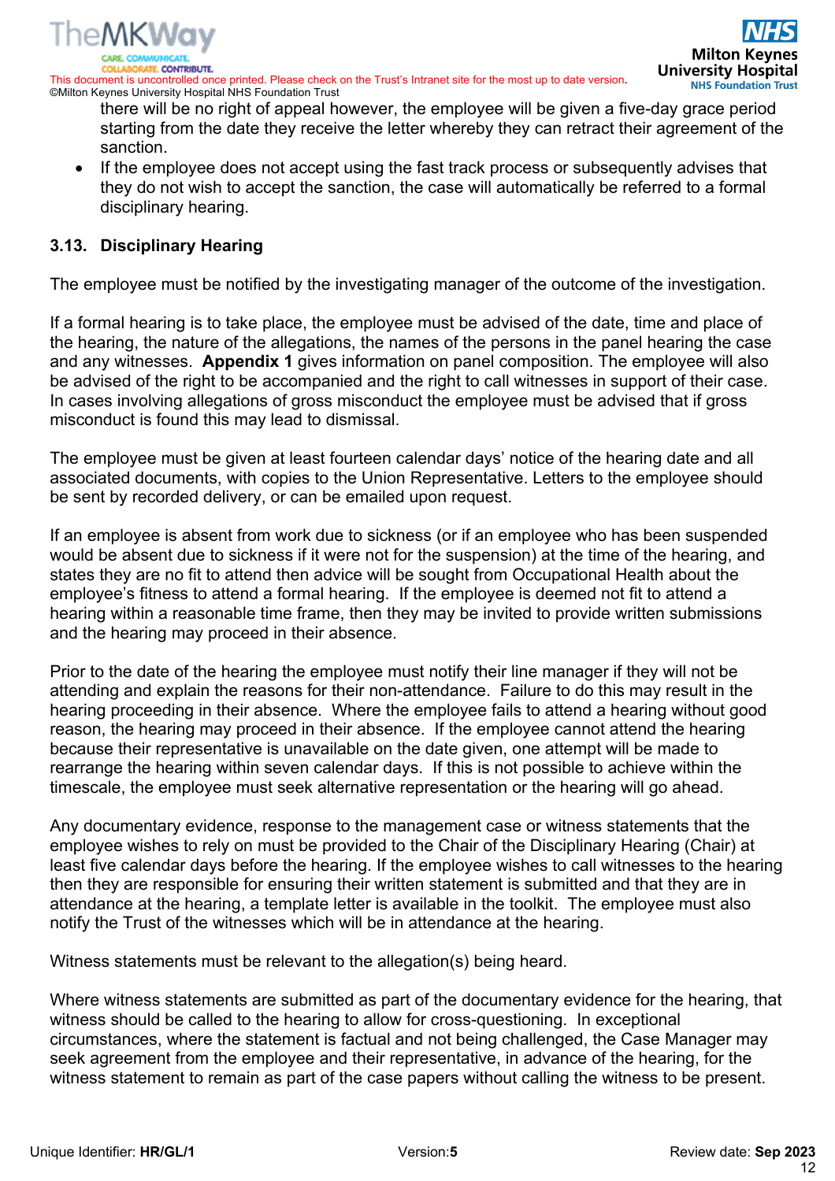there will be no right of appeal however, the employee will be given a five-day grace period starting from the date they receive the letter whereby they can retract their agreement of the sanction.

- If the employee does not accept using the fast track process or subsequently advises that they do not wish to accept the sanction, the case will automatically be referred to a formal disciplinary hearing.

### 3.13. Disciplinary Hearing

The employee must be notified by the investigating manager of the outcome of the investigation.

If a formal hearing is to take place, the employee must be advised of the date, time and place of the hearing, the nature of the allegations, the names of the persons in the panel hearing the case and any witnesses. **Appendix 1** gives information on panel composition. The employee will also be advised of the right to be accompanied and the right to call witnesses in support of their case. In cases involving allegations of gross misconduct the employee must be advised that if gross misconduct is found this may lead to dismissal.

The employee must be given at least fourteen calendar days' notice of the hearing date and all associated documents, with copies to the Union Representative. Letters to the employee should be sent by recorded delivery, or can be emailed upon request.

If an employee is absent from work due to sickness (or if an employee who has been suspended would be absent due to sickness if it were not for the suspension) at the time of the hearing, and states they are no fit to attend then advice will be sought from Occupational Health about the employee's fitness to attend a formal hearing. If the employee is deemed not fit to attend a hearing within a reasonable time frame, then they may be invited to provide written submissions and the hearing may proceed in their absence.

Prior to the date of the hearing the employee must notify their line manager if they will not be attending and explain the reasons for their non-attendance. Failure to do this may result in the hearing proceeding in their absence. Where the employee fails to attend a hearing without good reason, the hearing may proceed in their absence. If the employee cannot attend the hearing because their representative is unavailable on the date given, one attempt will be made to rearrange the hearing within seven calendar days. If this is not possible to achieve within the timescale, the employee must seek alternative representation or the hearing will go ahead.

Any documentary evidence, response to the management case or witness statements that the employee wishes to rely on must be provided to the Chair of the Disciplinary Hearing (Chair) at least five calendar days before the hearing. If the employee wishes to call witnesses to the hearing then they are responsible for ensuring their written statement is submitted and that they are in attendance at the hearing, a template letter is available in the toolkit. The employee must also notify the Trust of the witnesses which will be in attendance at the hearing.

Witness statements must be relevant to the allegation(s) being heard.

Where witness statements are submitted as part of the documentary evidence for the hearing, that witness should be called to the hearing to allow for cross-questioning. In exceptional circumstances, where the statement is factual and not being challenged, the Case Manager may seek agreement from the employee and their representative, in advance of the hearing, for the witness statement to remain as part of the case papers without calling the witness to be present.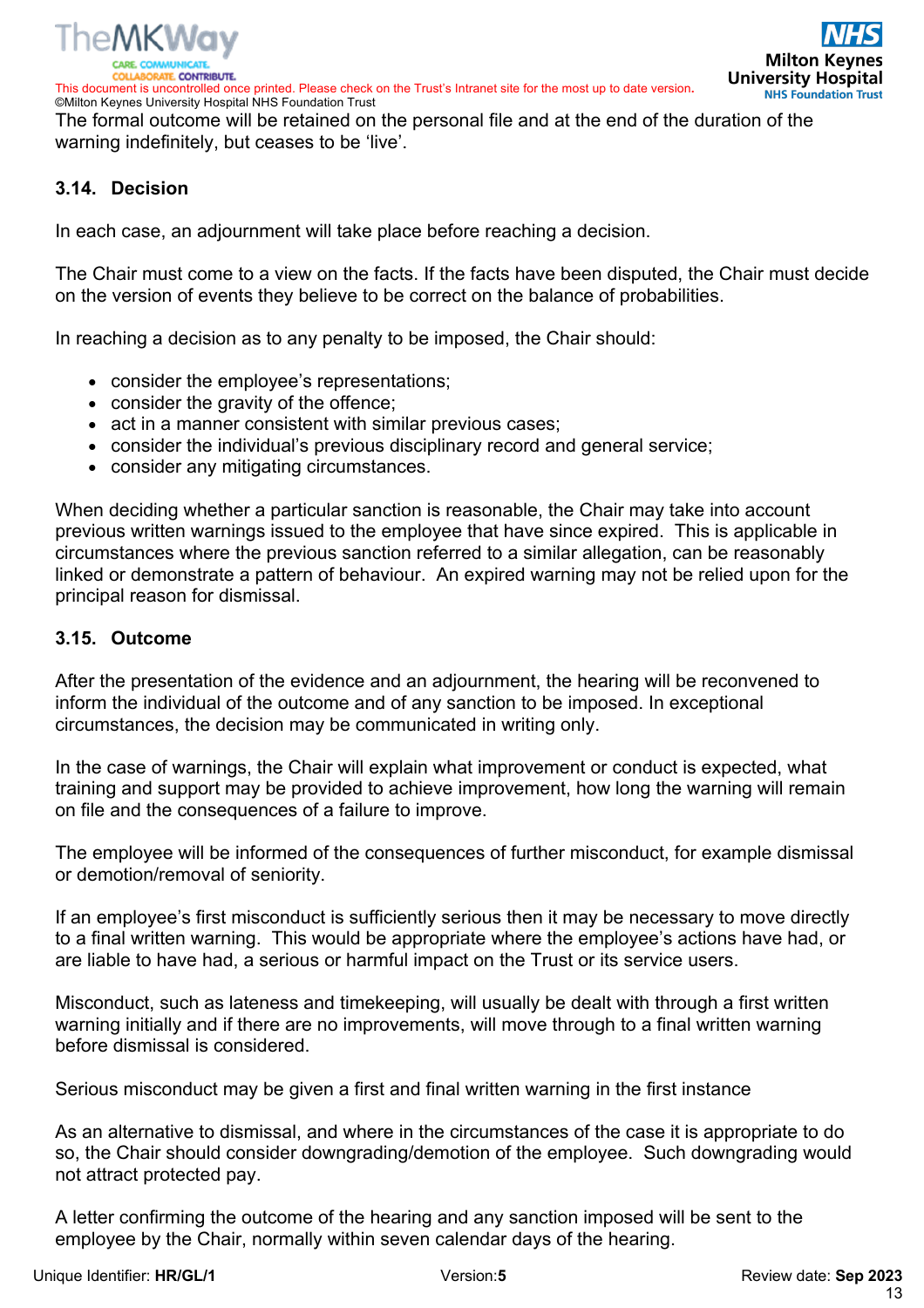The formal outcome will be retained on the personal file and at the end of the duration of the warning indefinitely, but ceases to be ‘live’.

### 3.14. Decision

In each case, an adjournment will take place before reaching a decision.

The Chair must come to a view on the facts. If the facts have been disputed, the Chair must decide on the version of events they believe to be correct on the balance of probabilities.

In reaching a decision as to any penalty to be imposed, the Chair should:

- consider the employee’s representations;
- consider the gravity of the offence;
- act in a manner consistent with similar previous cases;
- consider the individual’s previous disciplinary record and general service;
- consider any mitigating circumstances.

When deciding whether a particular sanction is reasonable, the Chair may take into account previous written warnings issued to the employee that have since expired. This is applicable in circumstances where the previous sanction referred to a similar allegation, can be reasonably linked or demonstrate a pattern of behaviour. An expired warning may not be relied upon for the principal reason for dismissal.

### 3.15. Outcome

After the presentation of the evidence and an adjournment, the hearing will be reconvened to inform the individual of the outcome and of any sanction to be imposed. In exceptional circumstances, the decision may be communicated in writing only.

In the case of warnings, the Chair will explain what improvement or conduct is expected, what training and support may be provided to achieve improvement, how long the warning will remain on file and the consequences of a failure to improve.

The employee will be informed of the consequences of further misconduct, for example dismissal or demotion/removal of seniority.

If an employee’s first misconduct is sufficiently serious then it may be necessary to move directly to a final written warning. This would be appropriate where the employee’s actions have had, or are liable to have had, a serious or harmful impact on the Trust or its service users.

Misconduct, such as lateness and timekeeping, will usually be dealt with through a first written warning initially and if there are no improvements, will move through to a final written warning before dismissal is considered.

Serious misconduct may be given a first and final written warning in the first instance

As an alternative to dismissal, and where in the circumstances of the case it is appropriate to do so, the Chair should consider downgrading/demotion of the employee. Such downgrading would not attract protected pay.

A letter confirming the outcome of the hearing and any sanction imposed will be sent to the employee by the Chair, normally within seven calendar days of the hearing.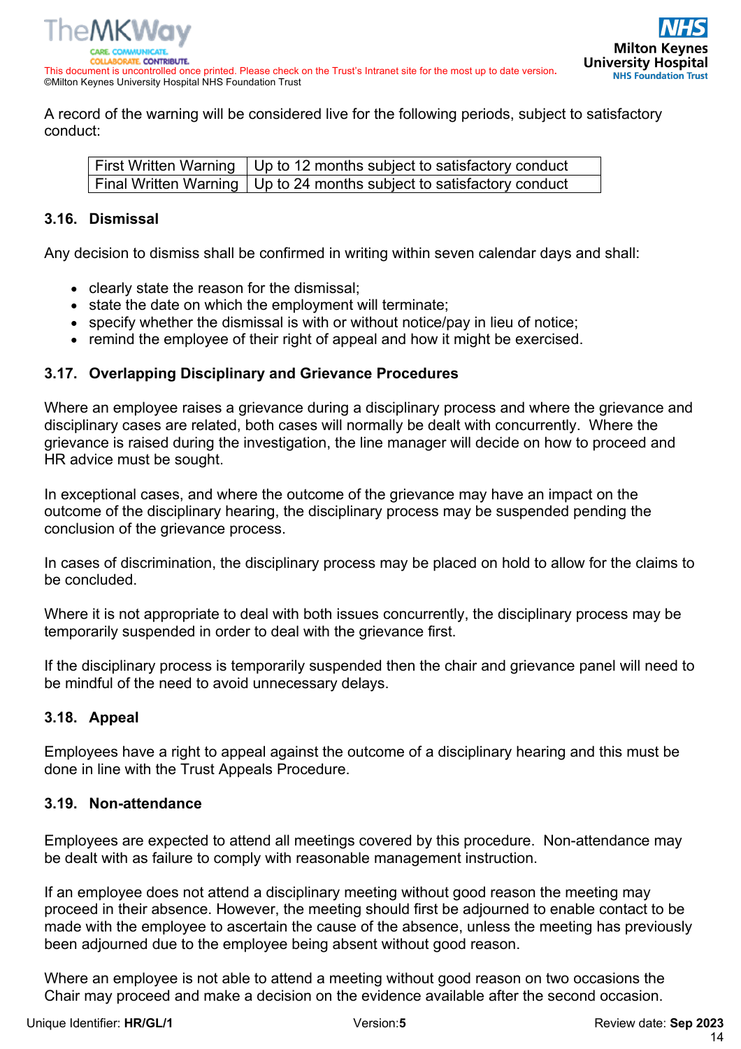A record of the warning will be considered live for the following periods, subject to satisfactory conduct:

| First Written Warning | Up to 12 months subject to satisfactory conduct |
|---|---|
| Final Written Warning | Up to 24 months subject to satisfactory conduct |

### 3.16. Dismissal

Any decision to dismiss shall be confirmed in writing within seven calendar days and shall:

- clearly state the reason for the dismissal;
- state the date on which the employment will terminate;
- specify whether the dismissal is with or without notice/pay in lieu of notice;
- remind the employee of their right of appeal and how it might be exercised.

### 3.17. Overlapping Disciplinary and Grievance Procedures

Where an employee raises a grievance during a disciplinary process and where the grievance and disciplinary cases are related, both cases will normally be dealt with concurrently. Where the grievance is raised during the investigation, the line manager will decide on how to proceed and HR advice must be sought.

In exceptional cases, and where the outcome of the grievance may have an impact on the outcome of the disciplinary hearing, the disciplinary process may be suspended pending the conclusion of the grievance process.

In cases of discrimination, the disciplinary process may be placed on hold to allow for the claims to be concluded.

Where it is not appropriate to deal with both issues concurrently, the disciplinary process may be temporarily suspended in order to deal with the grievance first.

If the disciplinary process is temporarily suspended then the chair and grievance panel will need to be mindful of the need to avoid unnecessary delays.

### 3.18. Appeal

Employees have a right to appeal against the outcome of a disciplinary hearing and this must be done in line with the Trust Appeals Procedure.

### 3.19. Non-attendance

Employees are expected to attend all meetings covered by this procedure. Non-attendance may be dealt with as failure to comply with reasonable management instruction.

If an employee does not attend a disciplinary meeting without good reason the meeting may proceed in their absence. However, the meeting should first be adjourned to enable contact to be made with the employee to ascertain the cause of the absence, unless the meeting has previously been adjourned due to the employee being absent without good reason.

Where an employee is not able to attend a meeting without good reason on two occasions the Chair may proceed and make a decision on the evidence available after the second occasion.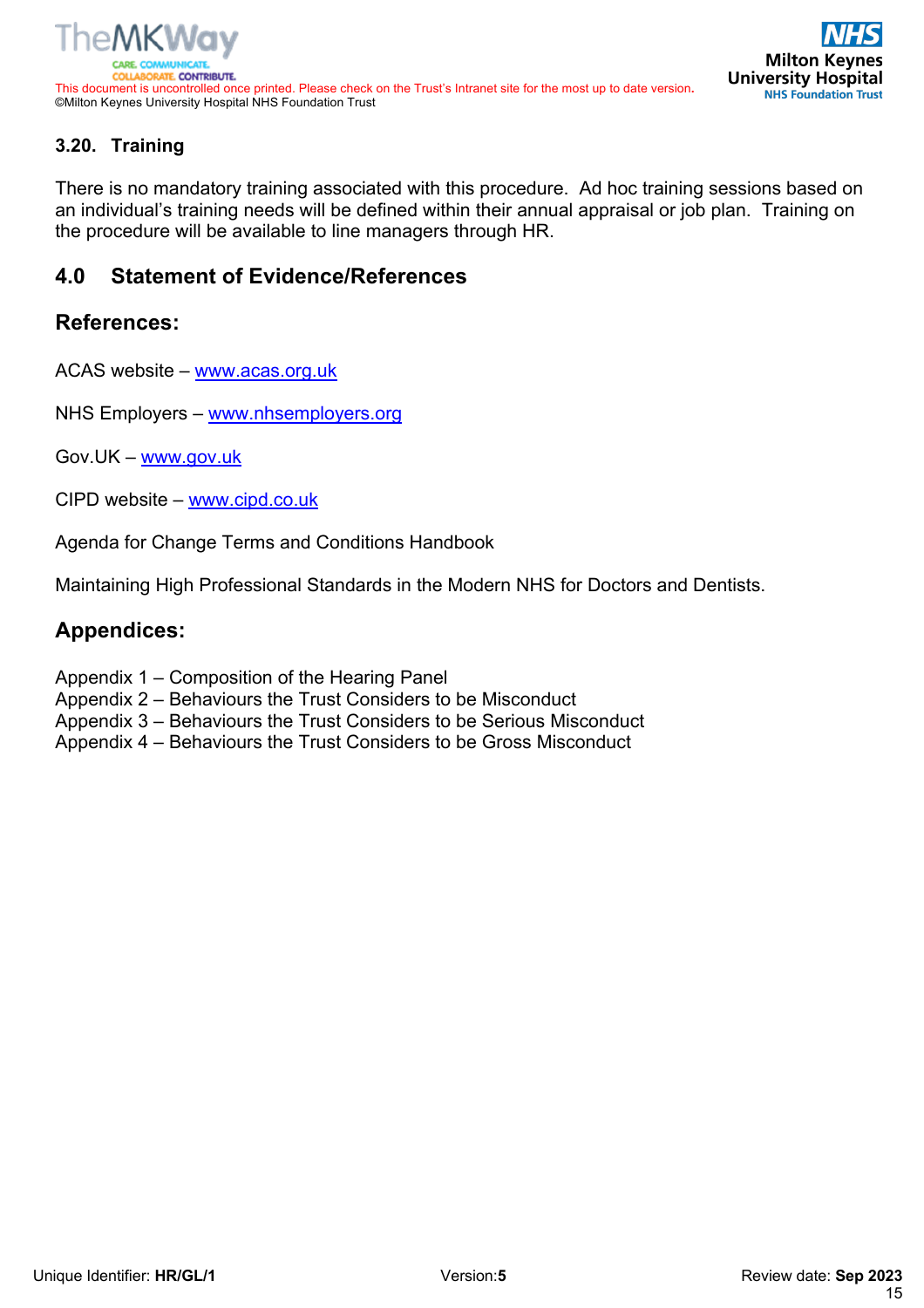### 3.20. Training

There is no mandatory training associated with this procedure. Ad hoc training sessions based on an individual's training needs will be defined within their annual appraisal or job plan. Training on the procedure will be available to line managers through HR.

## 4.0 Statement of Evidence/References

### References:

ACAS website – www.acas.org.uk

NHS Employers – www.nhsemployers.org

Gov.UK – www.gov.uk

CIPD website – www.cipd.co.uk

Agenda for Change Terms and Conditions Handbook

Maintaining High Professional Standards in the Modern NHS for Doctors and Dentists.

### Appendices:

Appendix 1 – Composition of the Hearing Panel
Appendix 2 – Behaviours the Trust Considers to be Misconduct
Appendix 3 – Behaviours the Trust Considers to be Serious Misconduct
Appendix 4 – Behaviours the Trust Considers to be Gross Misconduct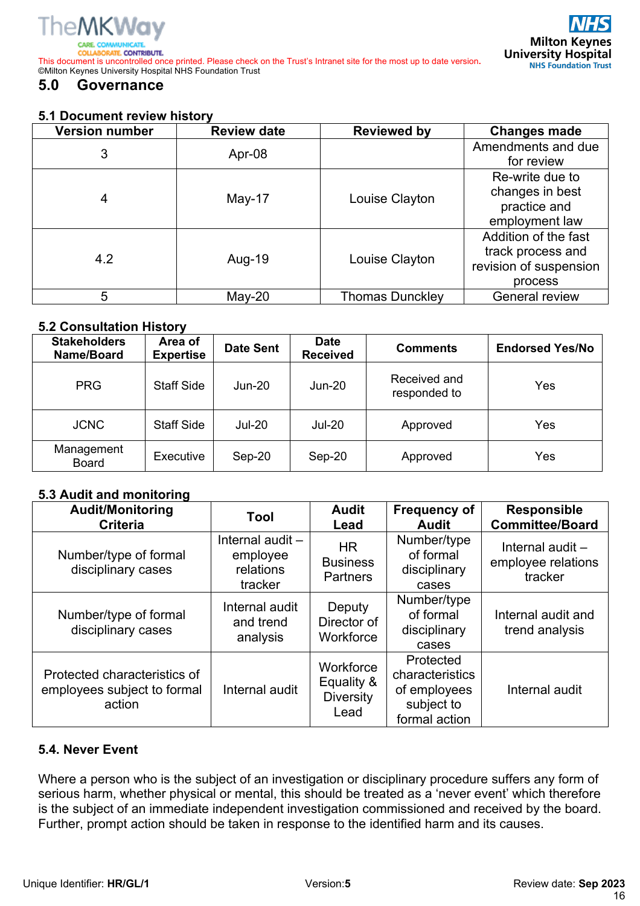## 5.0 Governance

### 5.1 Document review history

| Version number | Review date | Reviewed by | Changes made |
|---|---|---|---|
| 3 | Apr-08 | | Amendments and due for review |
| 4 | May-17 | Louise Clayton | Re-write due to changes in best practice and employment law |
| 4.2 | Aug-19 | Louise Clayton | Addition of the fast track process and revision of suspension process |
| 5 | May-20 | Thomas Dunckley | General review |

### 5.2 Consultation History

| Stakeholders Name/Board | Area of Expertise | Date Sent | Date Received | Comments | Endorsed Yes/No |
|---|---|---|---|---|---|
| PRG | Staff Side | Jun-20 | Jun-20 | Received and responded to | Yes |
| JCNC | Staff Side | Jul-20 | Jul-20 | Approved | Yes |
| Management Board | Executive | Sep-20 | Sep-20 | Approved | Yes |

### 5.3 Audit and monitoring

| Audit/Monitoring Criteria | Tool | Audit Lead | Frequency of Audit | Responsible Committee/Board |
|---|---|---|---|---|
| Number/type of formal disciplinary cases | Internal audit – employee relations tracker | HR Business Partners | Number/type of formal disciplinary cases | Internal audit – employee relations tracker |
| Number/type of formal disciplinary cases | Internal audit and trend analysis | Deputy Director of Workforce | Number/type of formal disciplinary cases | Internal audit and trend analysis |
| Protected characteristics of employees subject to formal action | Internal audit | Workforce Equality & Diversity Lead | Protected characteristics of employees subject to formal action | Internal audit |

### 5.4. Never Event

Where a person who is the subject of an investigation or disciplinary procedure suffers any form of serious harm, whether physical or mental, this should be treated as a 'never event' which therefore is the subject of an immediate independent investigation commissioned and received by the board. Further, prompt action should be taken in response to the identified harm and its causes.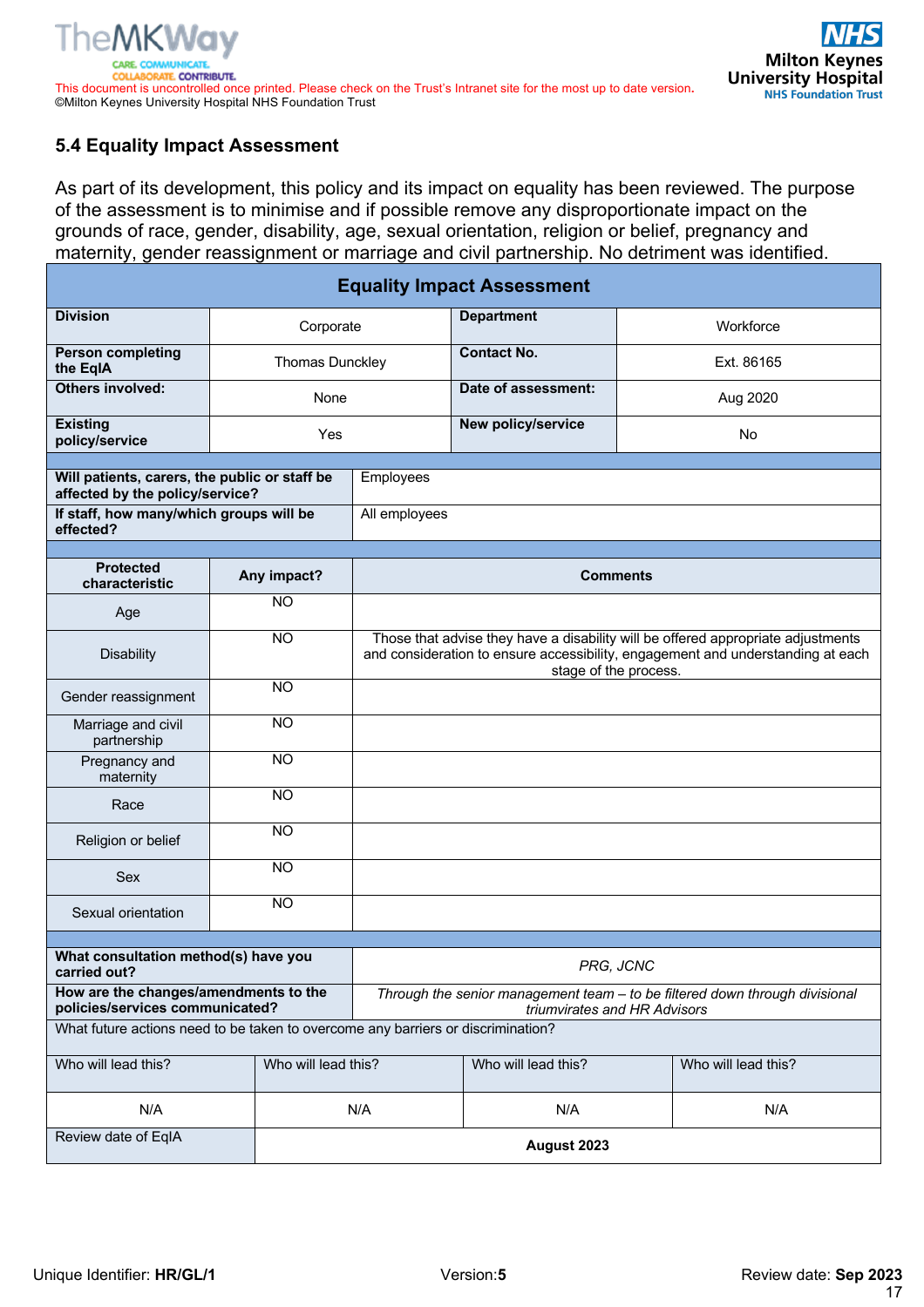## 5.4 Equality Impact Assessment

As part of its development, this policy and its impact on equality has been reviewed. The purpose of the assessment is to minimise and if possible remove any disproportionate impact on the grounds of race, gender, disability, age, sexual orientation, religion or belief, pregnancy and maternity, gender reassignment or marriage and civil partnership. No detriment was identified.

| Equality Impact Assessment | | | |
|---|---|---|---|
| **Division** | Corporate | **Department** | Workforce |
| **Person completing the EqIA** | Thomas Dunckley | **Contact No.** | Ext. 86165 |
| **Others involved:** | None | **Date of assessment:** | Aug 2020 |
| **Existing policy/service** | Yes | **New policy/service** | No |

| | |
|---|---|
| **Will patients, carers, the public or staff be affected by the policy/service?** | Employees |
| **If staff, how many/which groups will be effected?** | All employees |

| Protected characteristic | Any impact? | Comments |
|---|---|---|
| Age | NO | |
| Disability | NO | Those that advise they have a disability will be offered appropriate adjustments and consideration to ensure accessibility, engagement and understanding at each stage of the process. |
| Gender reassignment | NO | |
| Marriage and civil partnership | NO | |
| Pregnancy and maternity | NO | |
| Race | NO | |
| Religion or belief | NO | |
| Sex | NO | |
| Sexual orientation | NO | |

| | |
|---|---|
| **What consultation method(s) have you carried out?** | *PRG, JCNC* |
| **How are the changes/amendments to the policies/services communicated?** | *Through the senior management team – to be filtered down through divisional triumvirates and HR Advisors* |

| What future actions need to be taken to overcome any barriers or discrimination? | | | |
|---|---|---|---|
| Who will lead this? | Who will lead this? | Who will lead this? | Who will lead this? |
| N/A | N/A | N/A | N/A |
| Review date of EqIA | **August 2023** | | |

Unique Identifier: **HR/GL/1** Version:**5** Review date: **Sep 2023**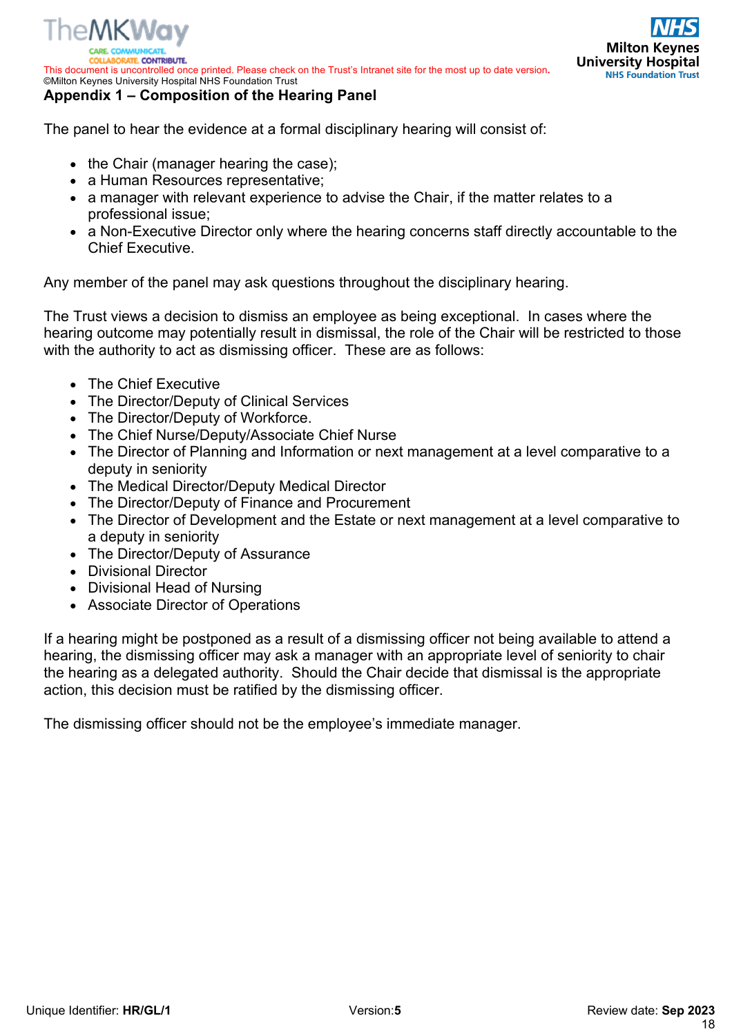## Appendix 1 – Composition of the Hearing Panel

The panel to hear the evidence at a formal disciplinary hearing will consist of:

- the Chair (manager hearing the case);
- a Human Resources representative;
- a manager with relevant experience to advise the Chair, if the matter relates to a professional issue;
- a Non-Executive Director only where the hearing concerns staff directly accountable to the Chief Executive.

Any member of the panel may ask questions throughout the disciplinary hearing.

The Trust views a decision to dismiss an employee as being exceptional. In cases where the hearing outcome may potentially result in dismissal, the role of the Chair will be restricted to those with the authority to act as dismissing officer. These are as follows:

- The Chief Executive
- The Director/Deputy of Clinical Services
- The Director/Deputy of Workforce.
- The Chief Nurse/Deputy/Associate Chief Nurse
- The Director of Planning and Information or next management at a level comparative to a deputy in seniority
- The Medical Director/Deputy Medical Director
- The Director/Deputy of Finance and Procurement
- The Director of Development and the Estate or next management at a level comparative to a deputy in seniority
- The Director/Deputy of Assurance
- Divisional Director
- Divisional Head of Nursing
- Associate Director of Operations

If a hearing might be postponed as a result of a dismissing officer not being available to attend a hearing, the dismissing officer may ask a manager with an appropriate level of seniority to chair the hearing as a delegated authority. Should the Chair decide that dismissal is the appropriate action, this decision must be ratified by the dismissing officer.

The dismissing officer should not be the employee's immediate manager.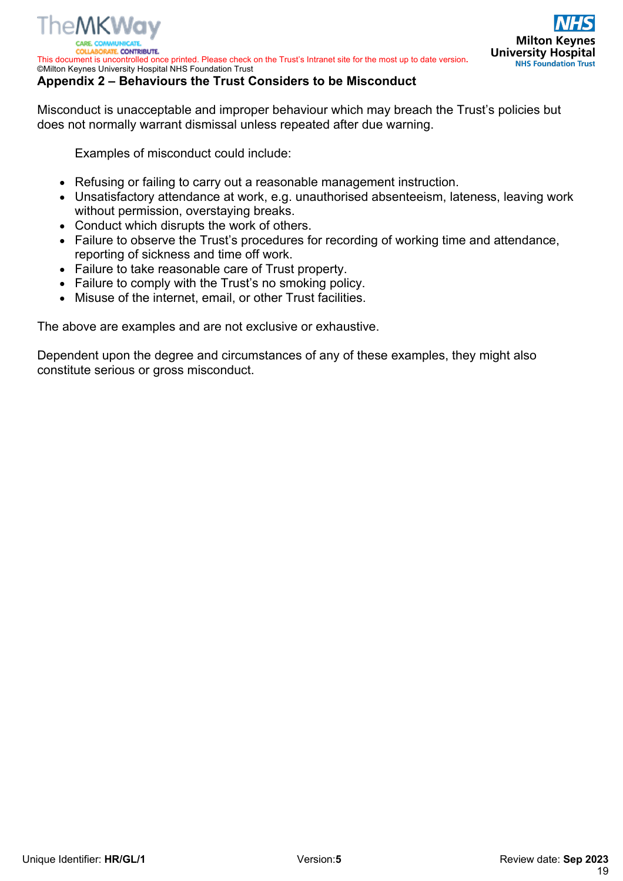## Appendix 2 – Behaviours the Trust Considers to be Misconduct

Misconduct is unacceptable and improper behaviour which may breach the Trust's policies but does not normally warrant dismissal unless repeated after due warning.

Examples of misconduct could include:

- Refusing or failing to carry out a reasonable management instruction.
- Unsatisfactory attendance at work, e.g. unauthorised absenteeism, lateness, leaving work without permission, overstaying breaks.
- Conduct which disrupts the work of others.
- Failure to observe the Trust's procedures for recording of working time and attendance, reporting of sickness and time off work.
- Failure to take reasonable care of Trust property.
- Failure to comply with the Trust's no smoking policy.
- Misuse of the internet, email, or other Trust facilities.

The above are examples and are not exclusive or exhaustive.

Dependent upon the degree and circumstances of any of these examples, they might also constitute serious or gross misconduct.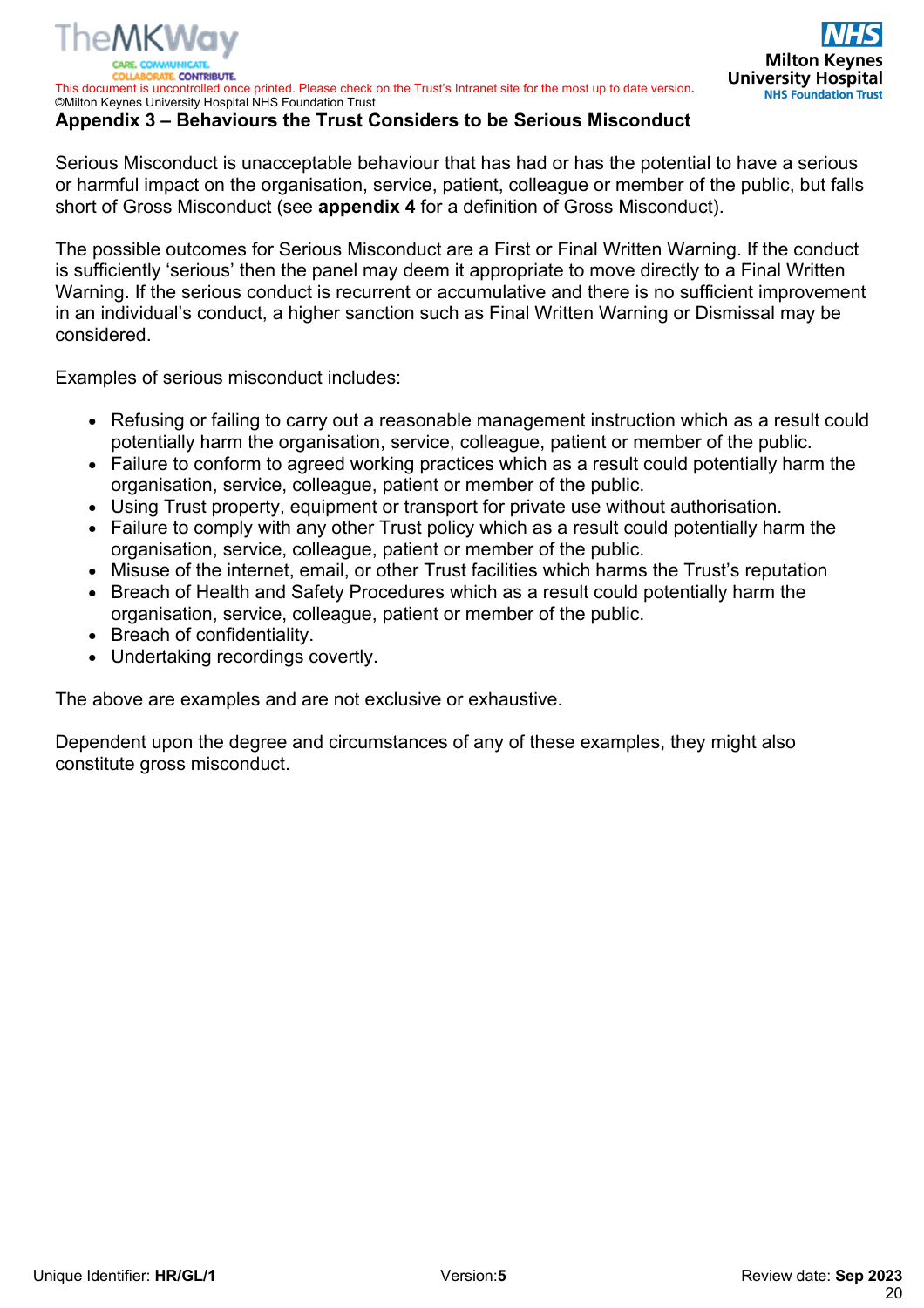## Appendix 3 – Behaviours the Trust Considers to be Serious Misconduct

Serious Misconduct is unacceptable behaviour that has had or has the potential to have a serious or harmful impact on the organisation, service, patient, colleague or member of the public, but falls short of Gross Misconduct (see **appendix 4** for a definition of Gross Misconduct).

The possible outcomes for Serious Misconduct are a First or Final Written Warning. If the conduct is sufficiently 'serious' then the panel may deem it appropriate to move directly to a Final Written Warning. If the serious conduct is recurrent or accumulative and there is no sufficient improvement in an individual's conduct, a higher sanction such as Final Written Warning or Dismissal may be considered.

Examples of serious misconduct includes:

- Refusing or failing to carry out a reasonable management instruction which as a result could potentially harm the organisation, service, colleague, patient or member of the public.
- Failure to conform to agreed working practices which as a result could potentially harm the organisation, service, colleague, patient or member of the public.
- Using Trust property, equipment or transport for private use without authorisation.
- Failure to comply with any other Trust policy which as a result could potentially harm the organisation, service, colleague, patient or member of the public.
- Misuse of the internet, email, or other Trust facilities which harms the Trust's reputation
- Breach of Health and Safety Procedures which as a result could potentially harm the organisation, service, colleague, patient or member of the public.
- Breach of confidentiality.
- Undertaking recordings covertly.

The above are examples and are not exclusive or exhaustive.

Dependent upon the degree and circumstances of any of these examples, they might also constitute gross misconduct.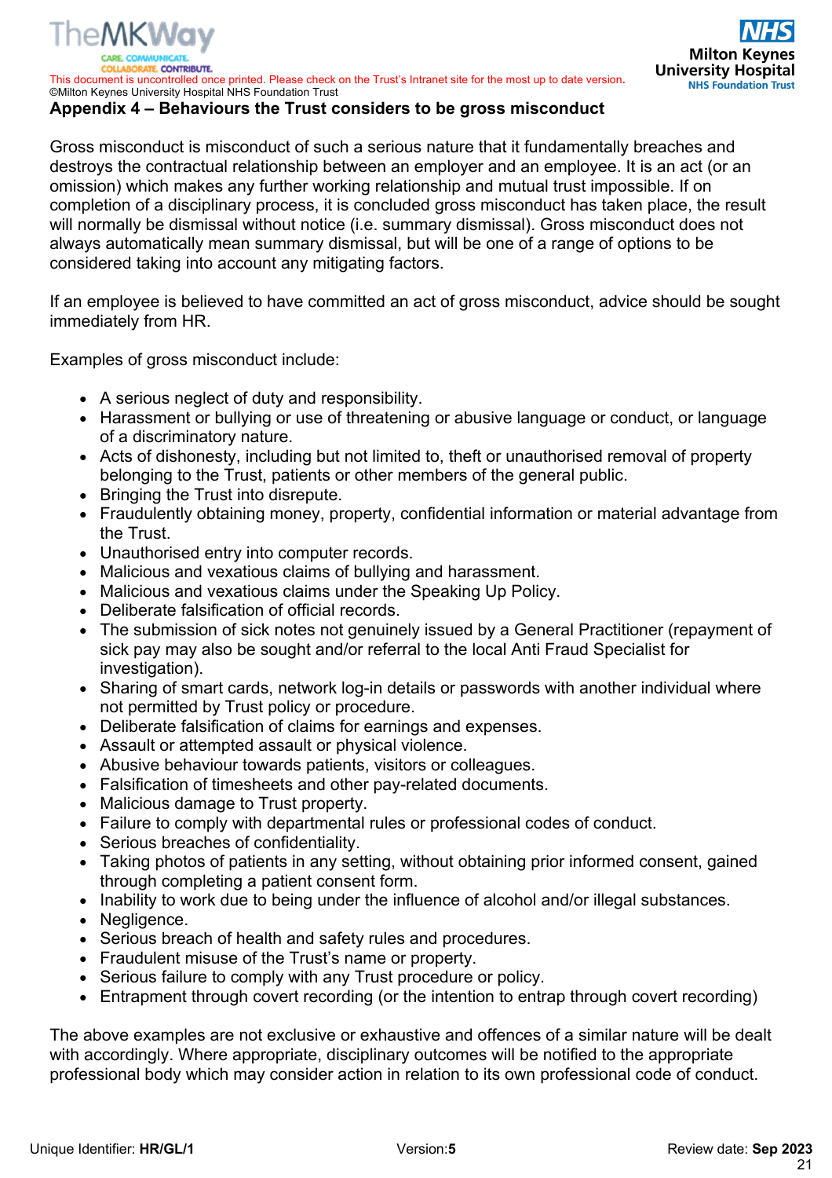## Appendix 4 – Behaviours the Trust considers to be gross misconduct

Gross misconduct is misconduct of such a serious nature that it fundamentally breaches and destroys the contractual relationship between an employer and an employee. It is an act (or an omission) which makes any further working relationship and mutual trust impossible. If on completion of a disciplinary process, it is concluded gross misconduct has taken place, the result will normally be dismissal without notice (i.e. summary dismissal). Gross misconduct does not always automatically mean summary dismissal, but will be one of a range of options to be considered taking into account any mitigating factors.

If an employee is believed to have committed an act of gross misconduct, advice should be sought immediately from HR.

Examples of gross misconduct include:

- A serious neglect of duty and responsibility.
- Harassment or bullying or use of threatening or abusive language or conduct, or language of a discriminatory nature.
- Acts of dishonesty, including but not limited to, theft or unauthorised removal of property belonging to the Trust, patients or other members of the general public.
- Bringing the Trust into disrepute.
- Fraudulently obtaining money, property, confidential information or material advantage from the Trust.
- Unauthorised entry into computer records.
- Malicious and vexatious claims of bullying and harassment.
- Malicious and vexatious claims under the Speaking Up Policy.
- Deliberate falsification of official records.
- The submission of sick notes not genuinely issued by a General Practitioner (repayment of sick pay may also be sought and/or referral to the local Anti Fraud Specialist for investigation).
- Sharing of smart cards, network log-in details or passwords with another individual where not permitted by Trust policy or procedure.
- Deliberate falsification of claims for earnings and expenses.
- Assault or attempted assault or physical violence.
- Abusive behaviour towards patients, visitors or colleagues.
- Falsification of timesheets and other pay-related documents.
- Malicious damage to Trust property.
- Failure to comply with departmental rules or professional codes of conduct.
- Serious breaches of confidentiality.
- Taking photos of patients in any setting, without obtaining prior informed consent, gained through completing a patient consent form.
- Inability to work due to being under the influence of alcohol and/or illegal substances.
- Negligence.
- Serious breach of health and safety rules and procedures.
- Fraudulent misuse of the Trust's name or property.
- Serious failure to comply with any Trust procedure or policy.
- Entrapment through covert recording (or the intention to entrap through covert recording)

The above examples are not exclusive or exhaustive and offences of a similar nature will be dealt with accordingly. Where appropriate, disciplinary outcomes will be notified to the appropriate professional body which may consider action in relation to its own professional code of conduct.